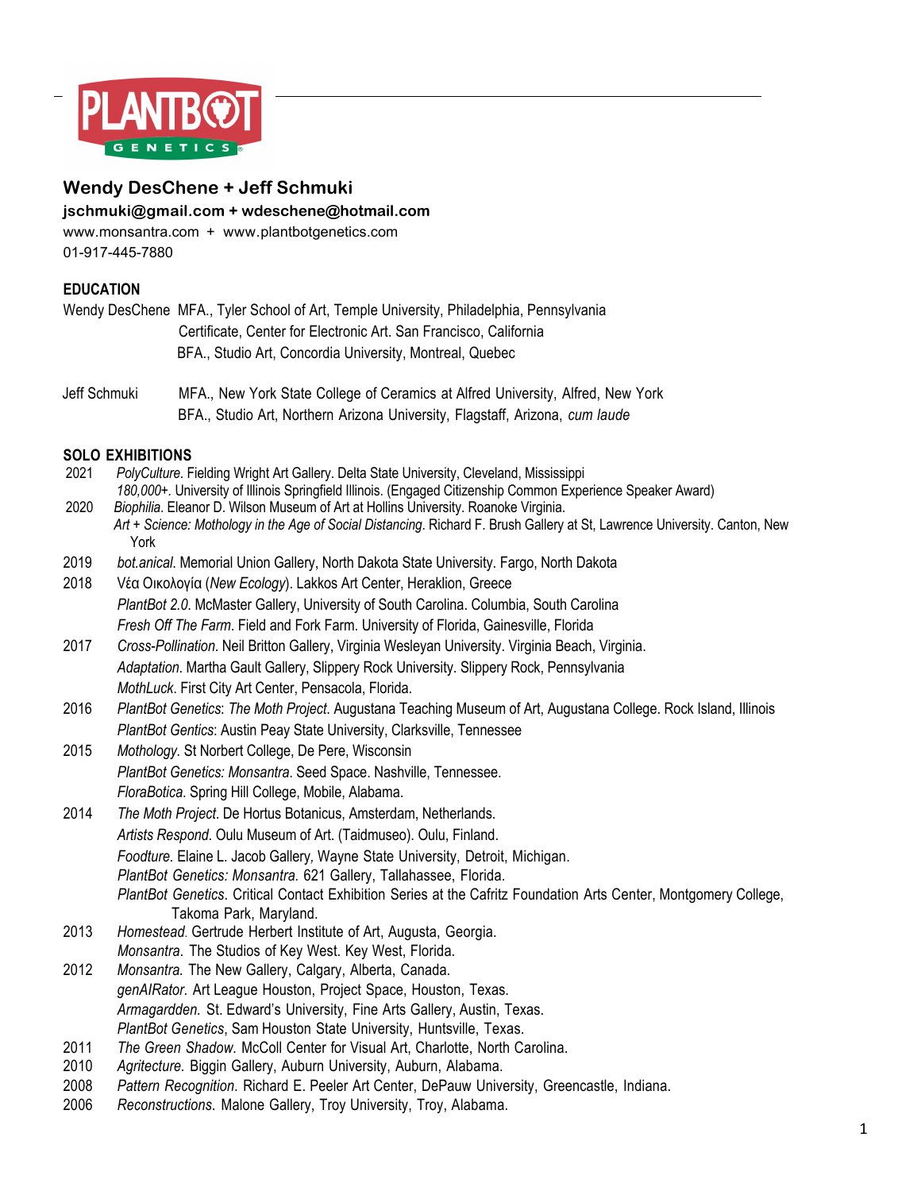# Wendy DesChene + Jeff Schmuki

**jschmuki@gmail.com + wdeschene@hotmail.com**

www.monsantra.com + www.plantbotgenetics.com

01-917-445-7880

## EDUCATION

Wendy DesChene MFA., Tyler School of Art, Temple University, Philadelphia, Pennsylvania
Certificate, Center for Electronic Art. San Francisco, California
BFA., Studio Art, Concordia University, Montreal, Quebec

Jeff Schmuki MFA., New York State College of Ceramics at Alfred University, Alfred, New York
BFA., Studio Art, Northern Arizona University, Flagstaff, Arizona, *cum laude*

## SOLO EXHIBITIONS

2021 *PolyCulture*. Fielding Wright Art Gallery. Delta State University, Cleveland, Mississippi
*180,000+.* University of Illinois Springfield Illinois. (Engaged Citizenship Common Experience Speaker Award)

2020 *Biophilia*. Eleanor D. Wilson Museum of Art at Hollins University. Roanoke Virginia.
*Art + Science: Mothology in the Age of Social Distancing*. Richard F. Brush Gallery at St, Lawrence University. Canton, New York

2019 *bot.anical*. Memorial Union Gallery, North Dakota State University. Fargo, North Dakota

2018 Νέα Οικολογία (*New Ecology*). Lakkos Art Center, Heraklion, Greece
*PlantBot 2.0*. McMaster Gallery, University of South Carolina. Columbia, South Carolina
*Fresh Off The Farm*. Field and Fork Farm. University of Florida, Gainesville, Florida

2017 *Cross-Pollination*. Neil Britton Gallery, Virginia Wesleyan University. Virginia Beach, Virginia.
*Adaptation*. Martha Gault Gallery, Slippery Rock University. Slippery Rock, Pennsylvania
*MothLuck*. First City Art Center, Pensacola, Florida.

2016 *PlantBot Genetics*: *The Moth Project*. Augustana Teaching Museum of Art, Augustana College. Rock Island, Illinois
*PlantBot Gentics*: Austin Peay State University, Clarksville, Tennessee

2015 *Mothology.* St Norbert College, De Pere, Wisconsin
*PlantBot Genetics: Monsantra*. Seed Space. Nashville, Tennessee.
*FloraBotica*. Spring Hill College, Mobile, Alabama.

2014 *The Moth Project*. De Hortus Botanicus, Amsterdam, Netherlands.
*Artists Respond*. Oulu Museum of Art. (Taidmuseo). Oulu, Finland.
*Foodture.* Elaine L. Jacob Gallery*,* Wayne State University, Detroit, Michigan.
*PlantBot Genetics: Monsantra.* 621 Gallery, Tallahassee, Florida.
*PlantBot Genetics*. Critical Contact Exhibition Series at the Cafritz Foundation Arts Center, Montgomery College, Takoma Park, Maryland.

2013 *Homestead*. Gertrude Herbert Institute of Art, Augusta, Georgia.
*Monsantra*. The Studios of Key West. Key West, Florida.

2012 *Monsantra.* The New Gallery, Calgary, Alberta, Canada.
*genAIRator*. Art League Houston, Project Space, Houston, Texas.
*Armagardden.* St. Edward's University, Fine Arts Gallery, Austin, Texas.
*PlantBot Genetics*, Sam Houston State University, Huntsville, Texas.

2011 *The Green Shadow.* McColl Center for Visual Art, Charlotte, North Carolina.

2010 *Agritecture.* Biggin Gallery, Auburn University, Auburn, Alabama.

2008 *Pattern Recognition*. Richard E. Peeler Art Center, DePauw University, Greencastle, Indiana.

2006 *Reconstructions*. Malone Gallery, Troy University, Troy, Alabama.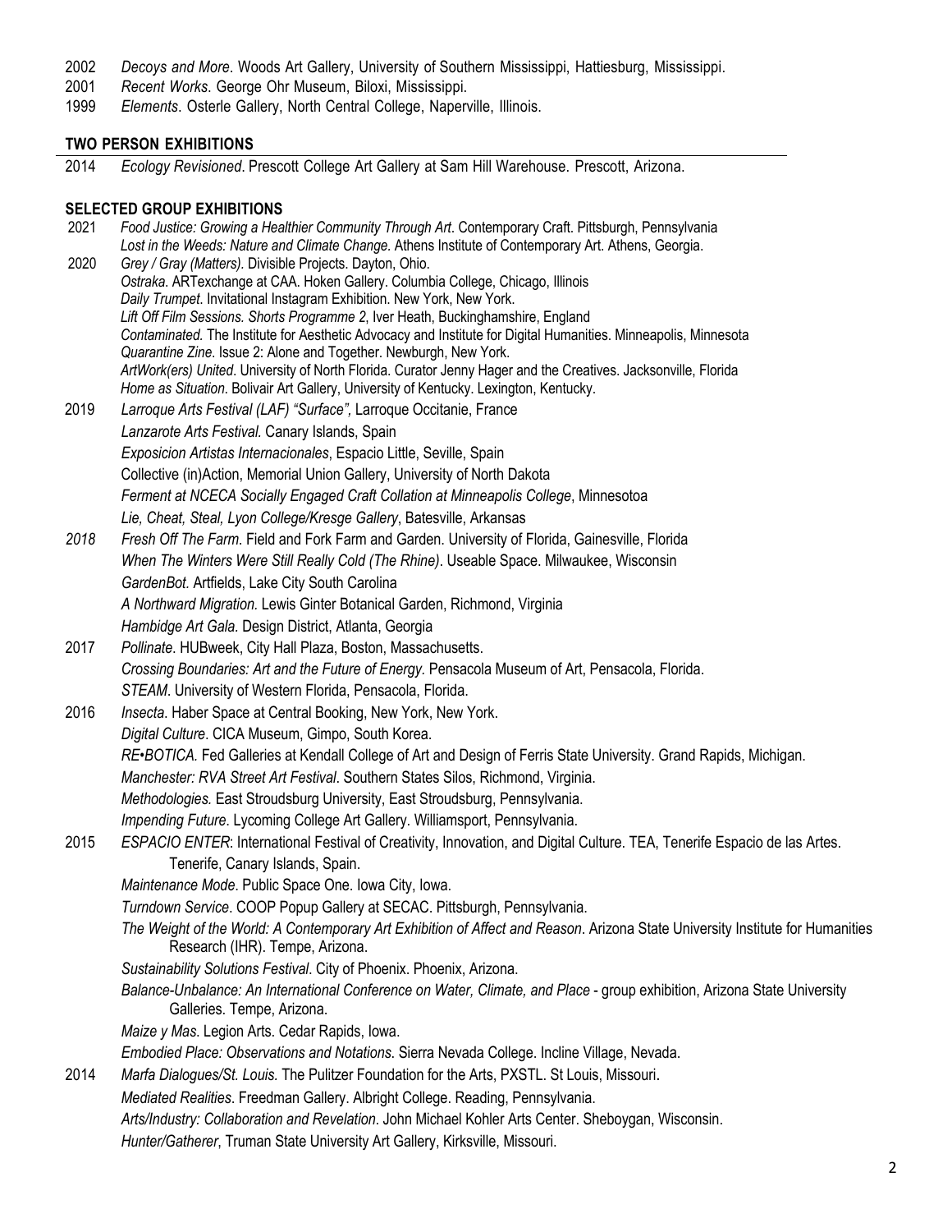2002 *Decoys and More*. Woods Art Gallery, University of Southern Mississippi, Hattiesburg, Mississippi.
2001 *Recent Works*. George Ohr Museum, Biloxi, Mississippi.
1999 *Elements*. Osterle Gallery, North Central College, Naperville, Illinois.

**TWO PERSON EXHIBITIONS**

2014 *Ecology Revisioned*. Prescott College Art Gallery at Sam Hill Warehouse. Prescott, Arizona.

**SELECTED GROUP EXHIBITIONS**

2021 *Food Justice: Growing a Healthier Community Through Art*. Contemporary Craft. Pittsburgh, Pennsylvania
*Lost in the Weeds: Nature and Climate Change.* Athens Institute of Contemporary Art. Athens, Georgia.

2020 *Grey / Gray (Matters).* Divisible Projects. Dayton, Ohio.
*Ostraka.* ARTexchange at CAA. Hoken Gallery. Columbia College, Chicago, Illinois
*Daily Trumpet*. Invitational Instagram Exhibition. New York, New York.
*Lift Off Film Sessions. Shorts Programme 2*, Iver Heath, Buckinghamshire, England
*Contaminated.* The Institute for Aesthetic Advocacy and Institute for Digital Humanities. Minneapolis, Minnesota
*Quarantine Zine*. Issue 2: Alone and Together. Newburgh, New York.
*ArtWork(ers) United*. University of North Florida. Curator Jenny Hager and the Creatives. Jacksonville, Florida
*Home as Situation*. Bolivair Art Gallery, University of Kentucky. Lexington, Kentucky.

2019 *Larroque Arts Festival (LAF) "Surface",* Larroque Occitanie, France
*Lanzarote Arts Festival.* Canary Islands, Spain
*Exposicion Artistas Internacionales*, Espacio Little, Seville, Spain
Collective (in)Action, Memorial Union Gallery, University of North Dakota
*Ferment at NCECA Socially Engaged Craft Collation at Minneapolis College*, Minnesotoa
*Lie, Cheat, Steal, Lyon College/Kresge Gallery*, Batesville, Arkansas

*2018* *Fresh Off The Farm*. Field and Fork Farm and Garden. University of Florida, Gainesville, Florida
*When The Winters Were Still Really Cold (The Rhine)*. Useable Space. Milwaukee, Wisconsin
*GardenBot.* Artfields, Lake City South Carolina
*A Northward Migration.* Lewis Ginter Botanical Garden, Richmond, Virginia
*Hambidge Art Gala.* Design District, Atlanta, Georgia

2017 *Pollinate*. HUBweek, City Hall Plaza, Boston, Massachusetts.
*Crossing Boundaries: Art and the Future of Energy*. Pensacola Museum of Art, Pensacola, Florida.
*STEAM*. University of Western Florida, Pensacola, Florida.

2016 *Insecta*. Haber Space at Central Booking, New York, New York.
*Digital Culture*. CICA Museum, Gimpo, South Korea.
*RE•BOTICA.* Fed Galleries at Kendall College of Art and Design of Ferris State University. Grand Rapids, Michigan.
*Manchester: RVA Street Art Festival*. Southern States Silos, Richmond, Virginia.
*Methodologies.* East Stroudsburg University, East Stroudsburg, Pennsylvania.
*Impending Future*. Lycoming College Art Gallery. Williamsport, Pennsylvania.

2015 *ESPACIO ENTER*: International Festival of Creativity, Innovation, and Digital Culture. TEA, Tenerife Espacio de las Artes. Tenerife, Canary Islands, Spain.
*Maintenance Mode*. Public Space One. Iowa City, Iowa.
*Turndown Service*. COOP Popup Gallery at SECAC. Pittsburgh, Pennsylvania.
*The Weight of the World: A Contemporary Art Exhibition of Affect and Reason*. Arizona State University Institute for Humanities Research (IHR). Tempe, Arizona.
*Sustainability Solutions Festival*. City of Phoenix. Phoenix, Arizona.
*Balance-Unbalance: An International Conference on Water, Climate, and Place* - group exhibition, Arizona State University Galleries. Tempe, Arizona.
*Maize y Mas*. Legion Arts. Cedar Rapids, Iowa.
*Embodied Place: Observations and Notations*. Sierra Nevada College. Incline Village, Nevada.

2014 *Marfa Dialogues/St. Louis.* The Pulitzer Foundation for the Arts, PXSTL. St Louis, Missouri.
*Mediated Realities*. Freedman Gallery. Albright College. Reading, Pennsylvania.
*Arts/Industry: Collaboration and Revelation*. John Michael Kohler Arts Center. Sheboygan, Wisconsin.
*Hunter/Gatherer*, Truman State University Art Gallery, Kirksville, Missouri.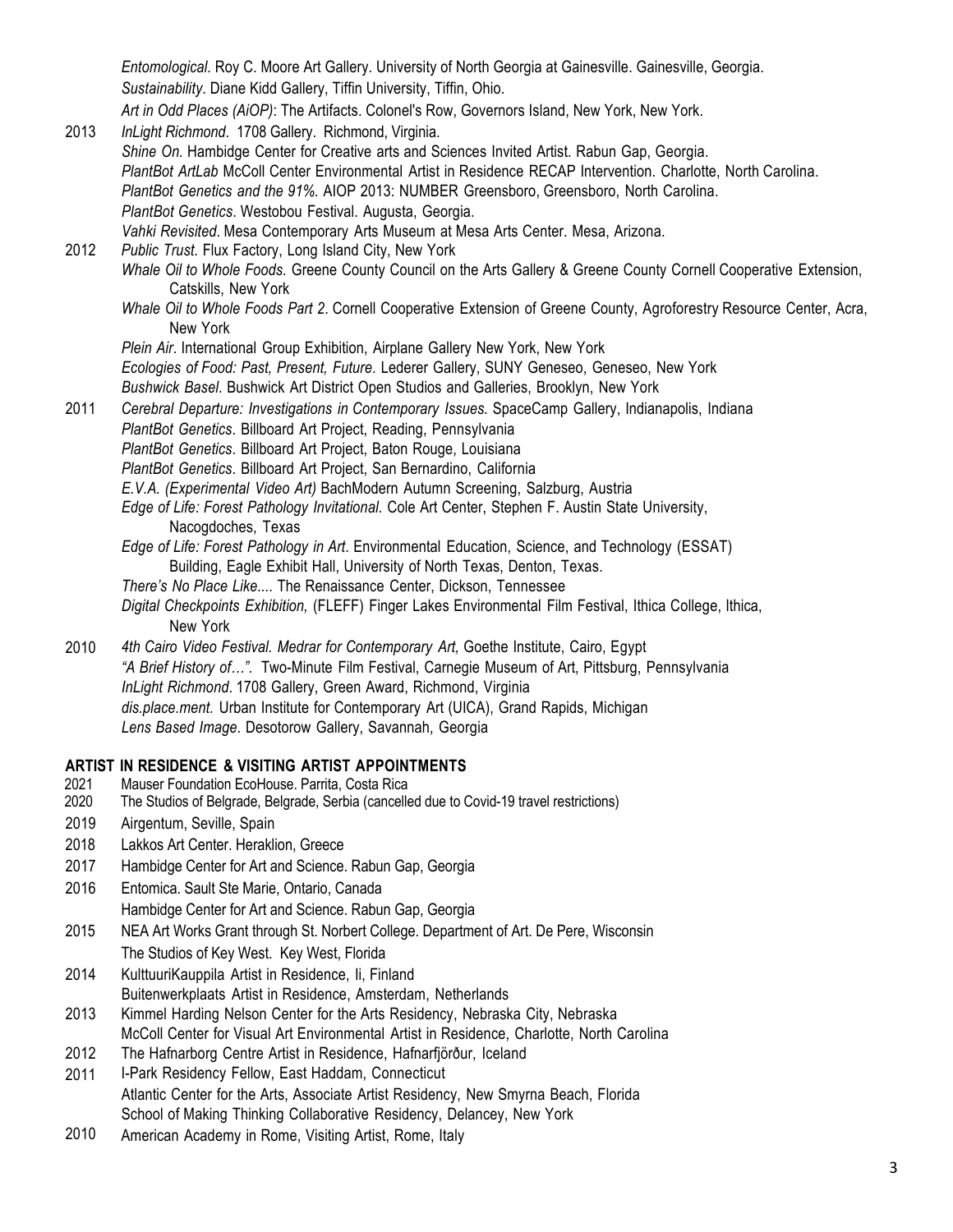*Entomological.* Roy C. Moore Art Gallery. University of North Georgia at Gainesville. Gainesville, Georgia.
*Sustainability*. Diane Kidd Gallery, Tiffin University, Tiffin, Ohio.
*Art in Odd Places (AiOP)*: The Artifacts. Colonel's Row, Governors Island, New York, New York.

2013 *InLight Richmond*. 1708 Gallery. Richmond, Virginia.
*Shine On.* Hambidge Center for Creative arts and Sciences Invited Artist. Rabun Gap, Georgia.
*PlantBot ArtLab* McColl Center Environmental Artist in Residence RECAP Intervention. Charlotte, North Carolina.
*PlantBot Genetics and the 91%.* AIOP 2013: NUMBER Greensboro, Greensboro, North Carolina.
*PlantBot Genetics*. Westobou Festival. Augusta, Georgia.
*Vahki Revisited*. Mesa Contemporary Arts Museum at Mesa Arts Center. Mesa, Arizona.

2012 *Public Trust.* Flux Factory, Long Island City, New York
*Whale Oil to Whole Foods.* Greene County Council on the Arts Gallery & Greene County Cornell Cooperative Extension, Catskills, New York
*Whale Oil to Whole Foods Part 2*. Cornell Cooperative Extension of Greene County, Agroforestry Resource Center, Acra, New York
*Plein Air*. International Group Exhibition, Airplane Gallery New York, New York
*Ecologies of Food: Past, Present, Future*. Lederer Gallery, SUNY Geneseo, Geneseo, New York
*Bushwick Basel*. Bushwick Art District Open Studios and Galleries, Brooklyn, New York

2011 *Cerebral Departure: Investigations in Contemporary Issues.* SpaceCamp Gallery, Indianapolis, Indiana
*PlantBot Genetics*. Billboard Art Project, Reading, Pennsylvania
*PlantBot Genetics*. Billboard Art Project, Baton Rouge, Louisiana
*PlantBot Genetics*. Billboard Art Project, San Bernardino, California
*E.V.A. (Experimental Video Art)* BachModern Autumn Screening, Salzburg, Austria
*Edge of Life: Forest Pathology Invitational.* Cole Art Center, Stephen F. Austin State University, Nacogdoches, Texas
*Edge of Life: Forest Pathology in Art*. Environmental Education, Science, and Technology (ESSAT) Building, Eagle Exhibit Hall, University of North Texas, Denton, Texas.
*There's No Place Like....* The Renaissance Center, Dickson, Tennessee
*Digital Checkpoints Exhibition,* (FLEFF) Finger Lakes Environmental Film Festival, Ithica College, Ithica, New York

2010 *4th Cairo Video Festival. Medrar for Contemporary Art,* Goethe Institute, Cairo, Egypt
*"A Brief History of…".* Two-Minute Film Festival, Carnegie Museum of Art, Pittsburg, Pennsylvania
*InLight Richmond*. 1708 Gallery, Green Award, Richmond, Virginia
*dis.place.ment.* Urban Institute for Contemporary Art (UICA), Grand Rapids, Michigan
*Lens Based Image*. Desotorow Gallery, Savannah, Georgia

## ARTIST IN RESIDENCE & VISITING ARTIST APPOINTMENTS

2021 Mauser Foundation EcoHouse. Parrita, Costa Rica
2020 The Studios of Belgrade, Belgrade, Serbia (cancelled due to Covid-19 travel restrictions)
2019 Airgentum, Seville, Spain
2018 Lakkos Art Center. Heraklion, Greece
2017 Hambidge Center for Art and Science. Rabun Gap, Georgia
2016 Entomica. Sault Ste Marie, Ontario, Canada
Hambidge Center for Art and Science. Rabun Gap, Georgia
2015 NEA Art Works Grant through St. Norbert College. Department of Art. De Pere, Wisconsin
The Studios of Key West. Key West, Florida
2014 KulttuuriKauppila Artist in Residence, Ii, Finland
Buitenwerkplaats Artist in Residence, Amsterdam, Netherlands
2013 Kimmel Harding Nelson Center for the Arts Residency, Nebraska City, Nebraska
McColl Center for Visual Art Environmental Artist in Residence, Charlotte, North Carolina
2012 The Hafnarborg Centre Artist in Residence, Hafnarfjörður, Iceland
2011 I-Park Residency Fellow, East Haddam, Connecticut
Atlantic Center for the Arts, Associate Artist Residency, New Smyrna Beach, Florida
School of Making Thinking Collaborative Residency, Delancey, New York
2010 American Academy in Rome, Visiting Artist, Rome, Italy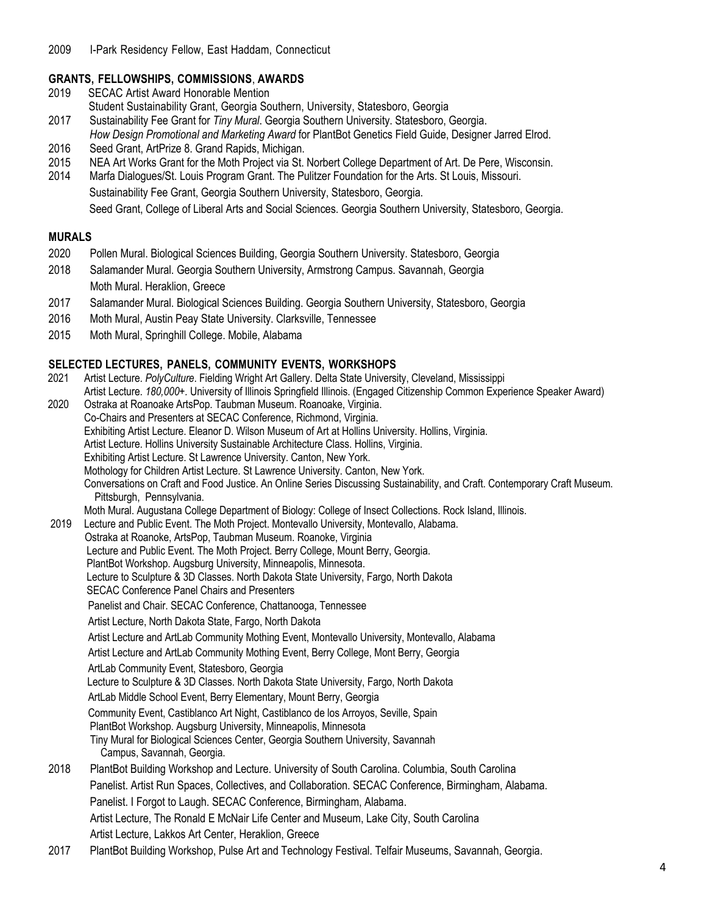2009 I-Park Residency Fellow, East Haddam, Connecticut

### GRANTS, FELLOWSHIPS, COMMISSIONS, AWARDS

2019 SECAC Artist Award Honorable Mention
Student Sustainability Grant, Georgia Southern, University, Statesboro, Georgia

2017 Sustainability Fee Grant for *Tiny Mural*. Georgia Southern University. Statesboro, Georgia.
*How Design Promotional and Marketing Award* for PlantBot Genetics Field Guide, Designer Jarred Elrod.

2016 Seed Grant, ArtPrize 8. Grand Rapids, Michigan.

2015 NEA Art Works Grant for the Moth Project via St. Norbert College Department of Art. De Pere, Wisconsin.

2014 Marfa Dialogues/St. Louis Program Grant. The Pulitzer Foundation for the Arts. St Louis, Missouri.
Sustainability Fee Grant, Georgia Southern University, Statesboro, Georgia.
Seed Grant, College of Liberal Arts and Social Sciences. Georgia Southern University, Statesboro, Georgia.

### MURALS

2020 Pollen Mural. Biological Sciences Building, Georgia Southern University. Statesboro, Georgia

2018 Salamander Mural. Georgia Southern University, Armstrong Campus. Savannah, Georgia
Moth Mural. Heraklion, Greece

2017 Salamander Mural. Biological Sciences Building. Georgia Southern University, Statesboro, Georgia

2016 Moth Mural, Austin Peay State University. Clarksville, Tennessee

2015 Moth Mural, Springhill College. Mobile, Alabama

### SELECTED LECTURES, PANELS, COMMUNITY EVENTS, WORKSHOPS

2021 Artist Lecture. *PolyCulture*. Fielding Wright Art Gallery. Delta State University, Cleveland, Mississippi
Artist Lecture. *180,000+*. University of Illinois Springfield Illinois. (Engaged Citizenship Common Experience Speaker Award)

2020 Ostraka at Roanoake ArtsPop. Taubman Museum. Roanoake, Virginia.
Co-Chairs and Presenters at SECAC Conference, Richmond, Virginia.
Exhibiting Artist Lecture. Eleanor D. Wilson Museum of Art at Hollins University. Hollins, Virginia.
Artist Lecture. Hollins University Sustainable Architecture Class. Hollins, Virginia.
Exhibiting Artist Lecture. St Lawrence University. Canton, New York.
Mothology for Children Artist Lecture. St Lawrence University. Canton, New York.
Conversations on Craft and Food Justice. An Online Series Discussing Sustainability, and Craft. Contemporary Craft Museum. Pittsburgh, Pennsylvania.
Moth Mural. Augustana College Department of Biology: College of Insect Collections. Rock Island, Illinois.

2019 Lecture and Public Event. The Moth Project. Montevallo University, Montevallo, Alabama.
Ostraka at Roanoke, ArtsPop, Taubman Museum. Roanoke, Virginia
Lecture and Public Event. The Moth Project. Berry College, Mount Berry, Georgia.
PlantBot Workshop. Augsburg University, Minneapolis, Minnesota.
Lecture to Sculpture & 3D Classes. North Dakota State University, Fargo, North Dakota
SECAC Conference Panel Chairs and Presenters
Panelist and Chair. SECAC Conference, Chattanooga, Tennessee
Artist Lecture, North Dakota State, Fargo, North Dakota
Artist Lecture and ArtLab Community Mothing Event, Montevallo University, Montevallo, Alabama
Artist Lecture and ArtLab Community Mothing Event, Berry College, Mont Berry, Georgia
ArtLab Community Event, Statesboro, Georgia
Lecture to Sculpture & 3D Classes. North Dakota State University, Fargo, North Dakota
ArtLab Middle School Event, Berry Elementary, Mount Berry, Georgia
Community Event, Castiblanco Art Night, Castiblanco de los Arroyos, Seville, Spain
PlantBot Workshop. Augsburg University, Minneapolis, Minnesota
Tiny Mural for Biological Sciences Center, Georgia Southern University, Savannah Campus, Savannah, Georgia.

2018 PlantBot Building Workshop and Lecture. University of South Carolina. Columbia, South Carolina
Panelist. Artist Run Spaces, Collectives, and Collaboration. SECAC Conference, Birmingham, Alabama.
Panelist. I Forgot to Laugh. SECAC Conference, Birmingham, Alabama.
Artist Lecture, The Ronald E McNair Life Center and Museum, Lake City, South Carolina
Artist Lecture, Lakkos Art Center, Heraklion, Greece

2017 PlantBot Building Workshop, Pulse Art and Technology Festival. Telfair Museums, Savannah, Georgia.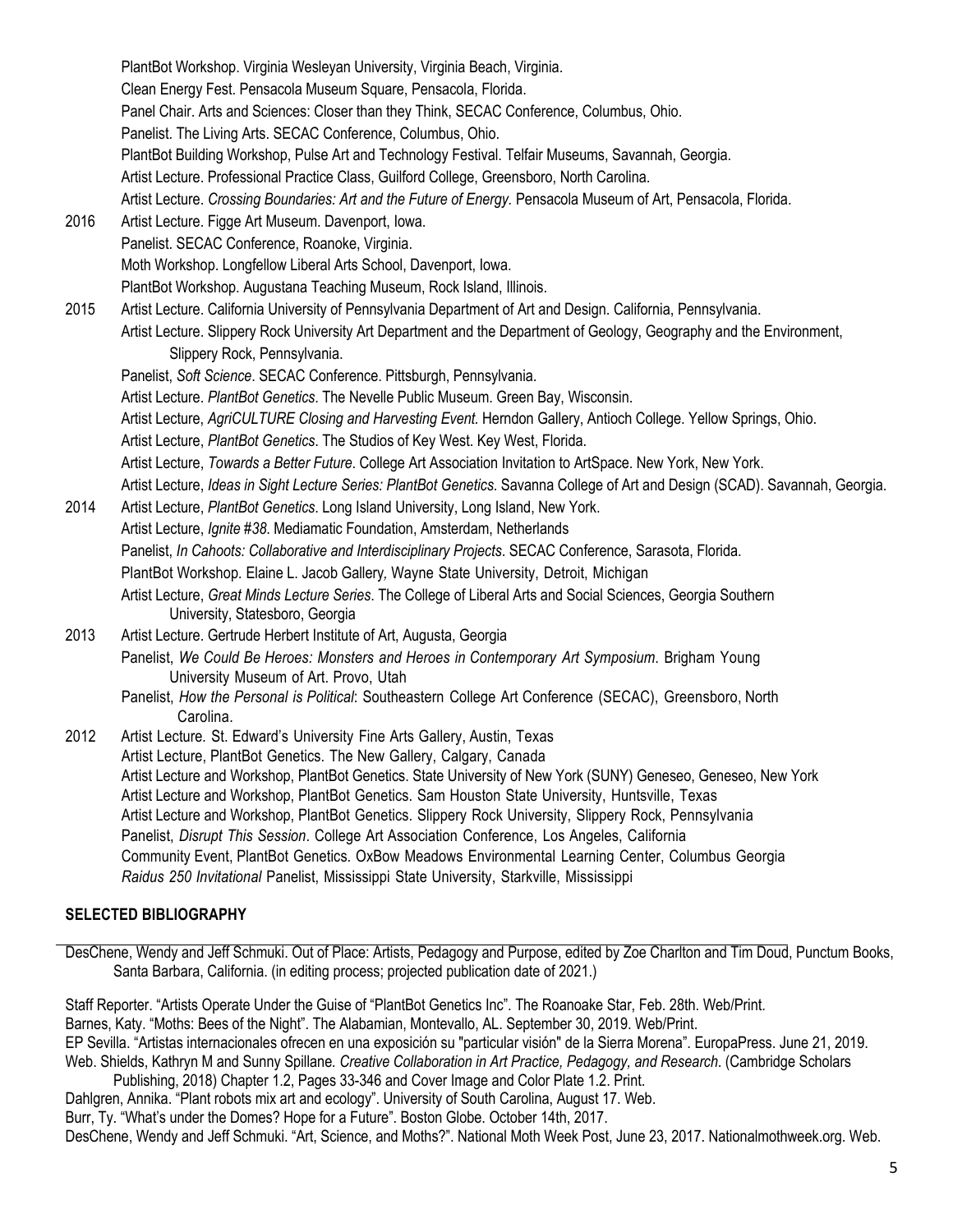PlantBot Workshop. Virginia Wesleyan University, Virginia Beach, Virginia.
Clean Energy Fest. Pensacola Museum Square, Pensacola, Florida.
Panel Chair. Arts and Sciences: Closer than they Think, SECAC Conference, Columbus, Ohio.
Panelist. The Living Arts. SECAC Conference, Columbus, Ohio.
PlantBot Building Workshop, Pulse Art and Technology Festival. Telfair Museums, Savannah, Georgia.
Artist Lecture. Professional Practice Class, Guilford College, Greensboro, North Carolina.
Artist Lecture. *Crossing Boundaries: Art and the Future of Energy.* Pensacola Museum of Art, Pensacola, Florida.

2016 Artist Lecture. Figge Art Museum. Davenport, Iowa.
Panelist. SECAC Conference, Roanoke, Virginia.
Moth Workshop. Longfellow Liberal Arts School, Davenport, Iowa.
PlantBot Workshop. Augustana Teaching Museum, Rock Island, Illinois.

2015 Artist Lecture. California University of Pennsylvania Department of Art and Design. California, Pennsylvania.
Artist Lecture. Slippery Rock University Art Department and the Department of Geology, Geography and the Environment, Slippery Rock, Pennsylvania.
Panelist, *Soft Science*. SECAC Conference. Pittsburgh, Pennsylvania.
Artist Lecture. *PlantBot Genetics*. The Nevelle Public Museum. Green Bay, Wisconsin.
Artist Lecture, *AgriCULTURE Closing and Harvesting Event.* Herndon Gallery, Antioch College. Yellow Springs, Ohio.
Artist Lecture, *PlantBot Genetics*. The Studios of Key West. Key West, Florida.
Artist Lecture, *Towards a Better Future*. College Art Association Invitation to ArtSpace. New York, New York.
Artist Lecture, *Ideas in Sight Lecture Series: PlantBot Genetics*. Savanna College of Art and Design (SCAD). Savannah, Georgia.

2014 Artist Lecture, *PlantBot Genetics*. Long Island University, Long Island, New York.
Artist Lecture, *Ignite #38*. Mediamatic Foundation, Amsterdam, Netherlands
Panelist, *In Cahoots: Collaborative and Interdisciplinary Projects*. SECAC Conference, Sarasota, Florida.
PlantBot Workshop. Elaine L. Jacob Gallery*,* Wayne State University, Detroit, Michigan
Artist Lecture, *Great Minds Lecture Series*. The College of Liberal Arts and Social Sciences, Georgia Southern University, Statesboro, Georgia

2013 Artist Lecture. Gertrude Herbert Institute of Art, Augusta, Georgia
Panelist, *We Could Be Heroes: Monsters and Heroes in Contemporary Art Symposium*. Brigham Young University Museum of Art. Provo, Utah
Panelist, *How the Personal is Political*: Southeastern College Art Conference (SECAC), Greensboro, North Carolina.

2012 Artist Lecture. St. Edward's University Fine Arts Gallery, Austin, Texas
Artist Lecture, PlantBot Genetics. The New Gallery, Calgary, Canada
Artist Lecture and Workshop, PlantBot Genetics. State University of New York (SUNY) Geneseo, Geneseo, New York
Artist Lecture and Workshop, PlantBot Genetics. Sam Houston State University, Huntsville, Texas
Artist Lecture and Workshop, PlantBot Genetics. Slippery Rock University, Slippery Rock, Pennsylvania
Panelist, *Disrupt This Session*. College Art Association Conference, Los Angeles, California
Community Event, PlantBot Genetics. OxBow Meadows Environmental Learning Center, Columbus Georgia
*Raidus 250 Invitational* Panelist, Mississippi State University, Starkville, Mississippi

## SELECTED BIBLIOGRAPHY

DesChene, Wendy and Jeff Schmuki. Out of Place: Artists, Pedagogy and Purpose, edited by Zoe Charlton and Tim Doud, Punctum Books, Santa Barbara, California. (in editing process; projected publication date of 2021.)

Staff Reporter. "Artists Operate Under the Guise of "PlantBot Genetics Inc". The Roanoake Star, Feb. 28th. Web/Print.
Barnes, Katy. "Moths: Bees of the Night". The Alabamian, Montevallo, AL. September 30, 2019. Web/Print.
EP Sevilla. "Artistas internacionales ofrecen en una exposición su "particular visión" de la Sierra Morena". EuropaPress. June 21, 2019. Web. Shields, Kathryn M and Sunny Spillane*. Creative Collaboration in Art Practice, Pedagogy, and Research*. (Cambridge Scholars Publishing, 2018) Chapter 1.2, Pages 33-346 and Cover Image and Color Plate 1.2. Print.
Dahlgren, Annika. "Plant robots mix art and ecology". University of South Carolina, August 17. Web.
Burr, Ty. "What's under the Domes? Hope for a Future". Boston Globe. October 14th, 2017.
DesChene, Wendy and Jeff Schmuki. "Art, Science, and Moths?". National Moth Week Post, June 23, 2017. Nationalmothweek.org. Web.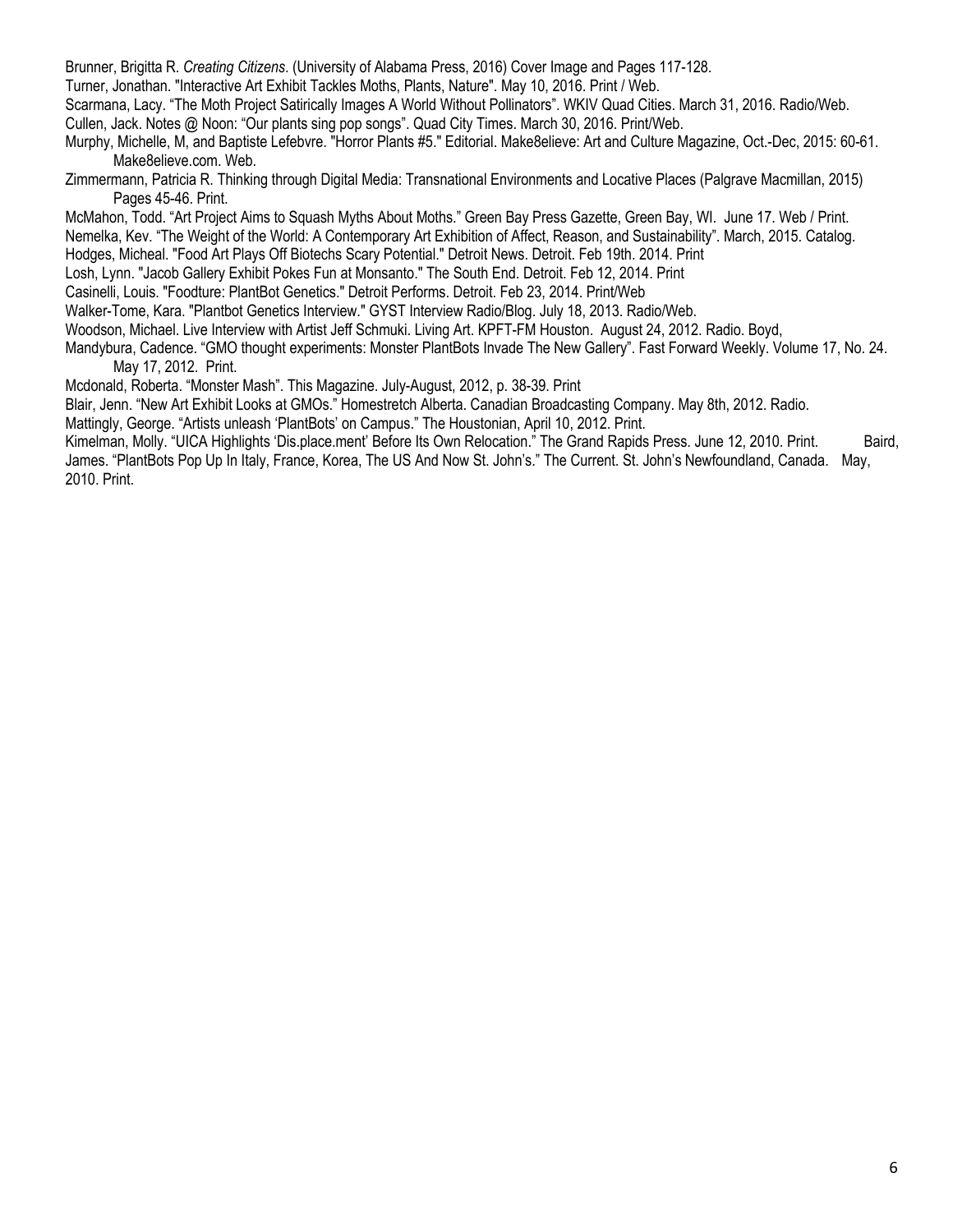Brunner, Brigitta R. *Creating Citizens*. (University of Alabama Press, 2016) Cover Image and Pages 117-128.

Turner, Jonathan. "Interactive Art Exhibit Tackles Moths, Plants, Nature". May 10, 2016. Print / Web.

Scarmana, Lacy. "The Moth Project Satirically Images A World Without Pollinators". WKIV Quad Cities. March 31, 2016. Radio/Web.

Cullen, Jack. Notes @ Noon: "Our plants sing pop songs". Quad City Times. March 30, 2016. Print/Web.

Murphy, Michelle, M, and Baptiste Lefebvre. "Horror Plants #5." Editorial. Make8elieve: Art and Culture Magazine, Oct.-Dec, 2015: 60-61. Make8elieve.com. Web.

Zimmermann, Patricia R. Thinking through Digital Media: Transnational Environments and Locative Places (Palgrave Macmillan, 2015) Pages 45-46. Print.

McMahon, Todd. "Art Project Aims to Squash Myths About Moths." Green Bay Press Gazette, Green Bay, WI. June 17. Web / Print.

Nemelka, Kev. "The Weight of the World: A Contemporary Art Exhibition of Affect, Reason, and Sustainability". March, 2015. Catalog.

Hodges, Micheal. "Food Art Plays Off Biotechs Scary Potential." Detroit News. Detroit. Feb 19th. 2014. Print

Losh, Lynn. "Jacob Gallery Exhibit Pokes Fun at Monsanto." The South End. Detroit. Feb 12, 2014. Print

Casinelli, Louis. "Foodture: PlantBot Genetics." Detroit Performs. Detroit. Feb 23, 2014. Print/Web

Walker-Tome, Kara. "Plantbot Genetics Interview." GYST Interview Radio/Blog. July 18, 2013. Radio/Web.

Woodson, Michael. Live Interview with Artist Jeff Schmuki. Living Art. KPFT-FM Houston. August 24, 2012. Radio. Boyd,

Mandybura, Cadence. "GMO thought experiments: Monster PlantBots Invade The New Gallery". Fast Forward Weekly. Volume 17, No. 24. May 17, 2012. Print.

Mcdonald, Roberta. "Monster Mash". This Magazine. July-August, 2012, p. 38-39. Print

Blair, Jenn. "New Art Exhibit Looks at GMOs." Homestretch Alberta. Canadian Broadcasting Company. May 8th, 2012. Radio.

Mattingly, George. "Artists unleash 'PlantBots' on Campus." The Houstonian, April 10, 2012. Print.

Kimelman, Molly. "UICA Highlights 'Dis.place.ment' Before Its Own Relocation." The Grand Rapids Press. June 12, 2010. Print.

Baird, James. "PlantBots Pop Up In Italy, France, Korea, The US And Now St. John's." The Current. St. John's Newfoundland, Canada. May, 2010. Print.